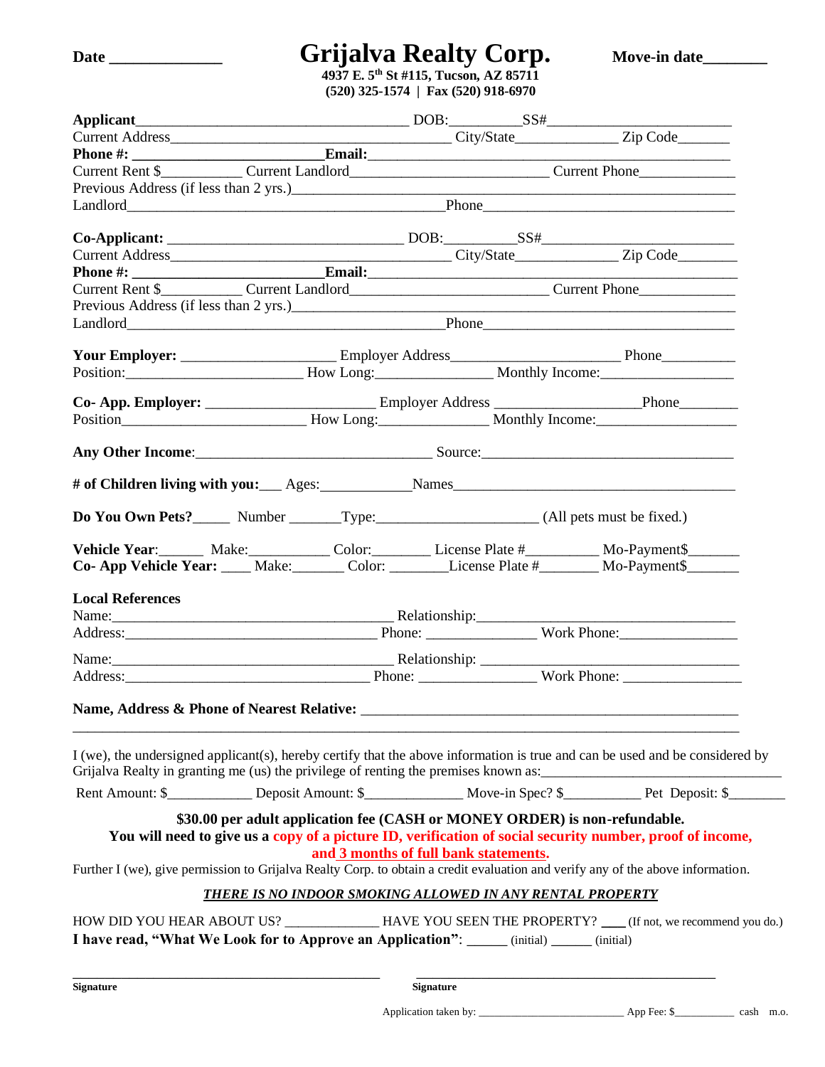**Date \_\_\_\_\_\_\_\_\_\_\_\_\_\_**

# Grijalva Realty Corp.

**4937 E. 5th St #115, Tucson, AZ 85711**
**(520) 325-1574 | Fax (520) 918-6970**

**Move-in date\_\_\_\_\_\_\_\_**

**Applicant**\_\_\_\_\_\_\_\_\_\_\_\_\_\_\_\_\_\_\_\_\_\_\_\_\_\_\_\_\_\_\_\_\_\_\_\_ DOB:\_\_\_\_\_\_\_\_\_\_SS#\_\_\_\_\_\_\_\_\_\_\_\_\_\_\_\_\_\_\_\_\_\_\_\_\_\_
Current Address\_\_\_\_\_\_\_\_\_\_\_\_\_\_\_\_\_\_\_\_\_\_\_\_\_\_\_\_\_\_\_\_\_\_\_\_\_ City/State\_\_\_\_\_\_\_\_\_\_\_\_\_\_ Zip Code\_\_\_\_\_\_\_
**Phone #:** \_\_\_\_\_\_\_\_\_\_\_\_\_\_\_\_\_\_\_\_\_\_\_\_\_\_**Email:**\_\_\_\_\_\_\_\_\_\_\_\_\_\_\_\_\_\_\_\_\_\_\_\_\_\_\_\_\_\_\_\_\_\_\_\_\_\_\_\_\_\_\_\_\_\_\_\_
Current Rent $\_\_\_\_\_\_\_\_\_\_\_ Current Landlord\_\_\_\_\_\_\_\_\_\_\_\_\_\_\_\_\_\_\_\_\_\_\_\_\_\_\_ Current Phone\_\_\_\_\_\_\_\_\_\_\_\_\_
Previous Address (if less than 2 yrs.)\_\_\_\_\_\_\_\_\_\_\_\_\_\_\_\_\_\_\_\_\_\_\_\_\_\_\_\_\_\_\_\_\_\_\_\_\_\_\_\_\_\_\_\_\_\_\_\_\_\_\_\_\_\_\_\_\_\_
Landlord\_\_\_\_\_\_\_\_\_\_\_\_\_\_\_\_\_\_\_\_\_\_\_\_\_\_\_\_\_\_\_\_\_\_\_\_\_\_\_\_\_\_\_\_\_Phone\_\_\_\_\_\_\_\_\_\_\_\_\_\_\_\_\_\_\_\_\_\_\_\_\_\_\_\_\_\_\_\_\_\_\_\_

**Co-Applicant:** \_\_\_\_\_\_\_\_\_\_\_\_\_\_\_\_\_\_\_\_\_\_\_\_\_\_\_\_\_\_\_\_\_\_ DOB:\_\_\_\_\_\_\_\_\_\_SS#\_\_\_\_\_\_\_\_\_\_\_\_\_\_\_\_\_\_\_\_\_\_\_\_\_\_
Current Address\_\_\_\_\_\_\_\_\_\_\_\_\_\_\_\_\_\_\_\_\_\_\_\_\_\_\_\_\_\_\_\_\_\_\_\_\_ City/State\_\_\_\_\_\_\_\_\_\_\_\_\_\_ Zip Code\_\_\_\_\_\_\_\_
**Phone #:** \_\_\_\_\_\_\_\_\_\_\_\_\_\_\_\_\_\_\_\_\_\_\_\_\_\_**Email:**\_\_\_\_\_\_\_\_\_\_\_\_\_\_\_\_\_\_\_\_\_\_\_\_\_\_\_\_\_\_\_\_\_\_\_\_\_\_\_\_\_\_\_\_\_\_\_\_\_
Current Rent $\_\_\_\_\_\_\_\_\_\_\_ Current Landlord\_\_\_\_\_\_\_\_\_\_\_\_\_\_\_\_\_\_\_\_\_\_\_\_\_\_\_ Current Phone\_\_\_\_\_\_\_\_\_\_\_\_\_
Previous Address (if less than 2 yrs.)\_\_\_\_\_\_\_\_\_\_\_\_\_\_\_\_\_\_\_\_\_\_\_\_\_\_\_\_\_\_\_\_\_\_\_\_\_\_\_\_\_\_\_\_\_\_\_\_\_\_\_\_\_\_\_\_\_\_
Landlord\_\_\_\_\_\_\_\_\_\_\_\_\_\_\_\_\_\_\_\_\_\_\_\_\_\_\_\_\_\_\_\_\_\_\_\_\_\_\_\_\_\_\_\_\_Phone\_\_\_\_\_\_\_\_\_\_\_\_\_\_\_\_\_\_\_\_\_\_\_\_\_\_\_\_\_\_\_\_\_\_\_\_

**Your Employer:** \_\_\_\_\_\_\_\_\_\_\_\_\_\_\_\_\_\_\_\_\_\_ Employer Address\_\_\_\_\_\_\_\_\_\_\_\_\_\_\_\_\_\_\_\_\_\_\_\_ Phone\_\_\_\_\_\_\_\_\_\_
Position:\_\_\_\_\_\_\_\_\_\_\_\_\_\_\_\_\_\_\_\_\_\_\_\_\_ How Long:\_\_\_\_\_\_\_\_\_\_\_\_\_\_\_\_ Monthly Income:\_\_\_\_\_\_\_\_\_\_\_\_\_\_\_\_\_\_\_

**Co- App. Employer:** \_\_\_\_\_\_\_\_\_\_\_\_\_\_\_\_\_\_\_\_\_\_\_\_ Employer Address \_\_\_\_\_\_\_\_\_\_\_\_\_\_\_\_\_\_\_\_\_Phone\_\_\_\_\_\_\_\_
Position\_\_\_\_\_\_\_\_\_\_\_\_\_\_\_\_\_\_\_\_\_\_\_\_\_\_ How Long:\_\_\_\_\_\_\_\_\_\_\_\_\_\_\_ Monthly Income:\_\_\_\_\_\_\_\_\_\_\_\_\_\_\_\_\_\_\_

**Any Other Income**:\_\_\_\_\_\_\_\_\_\_\_\_\_\_\_\_\_\_\_\_\_\_\_\_\_\_\_\_\_\_\_\_\_\_ Source:\_\_\_\_\_\_\_\_\_\_\_\_\_\_\_\_\_\_\_\_\_\_\_\_\_\_\_\_\_\_\_\_\_\_\_\_\_

**# of Children living with you:**\_\_\_ Ages:\_\_\_\_\_\_\_\_\_\_\_\_\_Names\_\_\_\_\_\_\_\_\_\_\_\_\_\_\_\_\_\_\_\_\_\_\_\_\_\_\_\_\_\_\_\_\_\_\_\_\_\_\_\_

**Do You Own Pets?**\_\_\_\_\_ Number \_\_\_\_\_\_\_Type:\_\_\_\_\_\_\_\_\_\_\_\_\_\_\_\_\_\_\_\_\_\_\_ (All pets must be fixed.)

**Vehicle Year**:\_\_\_\_\_\_ Make:\_\_\_\_\_\_\_\_\_\_\_ Color:\_\_\_\_\_\_\_\_ License Plate #\_\_\_\_\_\_\_\_\_\_ Mo-Payment$\_\_\_\_\_\_\_
**Co- App Vehicle Year:** \_\_\_\_ Make:\_\_\_\_\_\_\_ Color: \_\_\_\_\_\_\_\_License Plate #\_\_\_\_\_\_\_\_ Mo-Payment$\_\_\_\_\_\_\_

**Local References**
Name:\_\_\_\_\_\_\_\_\_\_\_\_\_\_\_\_\_\_\_\_\_\_\_\_\_\_\_\_\_\_\_\_\_\_\_\_\_\_\_\_\_ Relationship:\_\_\_\_\_\_\_\_\_\_\_\_\_\_\_\_\_\_\_\_\_\_\_\_\_\_\_\_\_\_\_\_\_\_\_\_\_
Address:\_\_\_\_\_\_\_\_\_\_\_\_\_\_\_\_\_\_\_\_\_\_\_\_\_\_\_\_\_\_\_\_\_\_\_\_ Phone: \_\_\_\_\_\_\_\_\_\_\_\_\_\_\_ Work Phone:\_\_\_\_\_\_\_\_\_\_\_\_\_\_\_\_

Name:\_\_\_\_\_\_\_\_\_\_\_\_\_\_\_\_\_\_\_\_\_\_\_\_\_\_\_\_\_\_\_\_\_\_\_\_\_\_\_\_\_ Relationship: \_\_\_\_\_\_\_\_\_\_\_\_\_\_\_\_\_\_\_\_\_\_\_\_\_\_\_\_\_\_\_\_\_\_\_\_\_
Address:\_\_\_\_\_\_\_\_\_\_\_\_\_\_\_\_\_\_\_\_\_\_\_\_\_\_\_\_\_\_\_\_\_\_\_ Phone: \_\_\_\_\_\_\_\_\_\_\_\_\_\_\_\_ Work Phone: \_\_\_\_\_\_\_\_\_\_\_\_\_\_\_\_

**Name, Address & Phone of Nearest Relative:** \_\_\_\_\_\_\_\_\_\_\_\_\_\_\_\_\_\_\_\_\_\_\_\_\_\_\_\_\_\_\_\_\_\_\_\_\_\_\_\_\_\_\_\_\_\_\_\_\_\_\_\_\_\_
\_\_\_\_\_\_\_\_\_\_\_\_\_\_\_\_\_\_\_\_\_\_\_\_\_\_\_\_\_\_\_\_\_\_\_\_\_\_\_\_\_\_\_\_\_\_\_\_\_\_\_\_\_\_\_\_\_\_\_\_\_\_\_\_\_\_\_\_\_\_\_\_\_\_\_\_\_\_\_\_\_\_\_\_\_\_\_\_\_\_\_\_\_\_

I (we), the undersigned applicant(s), hereby certify that the above information is true and can be used and be considered by Grijalva Realty in granting me (us) the privilege of renting the premises known as:\_\_\_\_\_\_\_\_\_\_\_\_\_\_\_\_\_\_\_\_\_\_\_\_\_\_\_\_\_\_\_\_\_\_\_

Rent Amount: $\_\_\_\_\_\_\_\_\_\_\_\_ Deposit Amount: $\_\_\_\_\_\_\_\_\_\_\_\_\_\_ Move-in Spec? $\_\_\_\_\_\_\_\_\_\_\_ Pet Deposit: $\_\_\_\_\_\_\_\_

**$30.00 per adult application fee (CASH or MONEY ORDER) is non-refundable.**
**You will need to give us a copy of a picture ID, verification of social security number, proof of income, and 3 months of full bank statements.**

Further I (we), give permission to Grijalva Realty Corp. to obtain a credit evaluation and verify any of the above information.

***THERE IS NO INDOOR SMOKING ALLOWED IN ANY RENTAL PROPERTY***

HOW DID YOU HEAR ABOUT US? \_\_\_\_\_\_\_\_\_\_\_\_\_\_ HAVE YOU SEEN THE PROPERTY? \_\_\_\_ (If not, we recommend you do.)
**I have read, "What We Look for to Approve an Application"**: \_\_\_\_\_\_ (initial) \_\_\_\_\_\_ (initial)

\_\_\_\_\_\_\_\_\_\_\_\_\_\_\_\_\_\_\_\_\_\_\_\_\_\_\_\_\_\_\_\_\_\_\_\_\_\_\_\_\_\_\_\_\_ \_\_\_\_\_\_\_\_\_\_\_\_\_\_\_\_\_\_\_\_\_\_\_\_\_\_\_\_\_\_\_\_\_\_\_\_\_\_\_\_\_\_\_\_\_
**Signature** **Signature**

Application taken by: \_\_\_\_\_\_\_\_\_\_\_\_\_\_\_\_\_\_\_\_\_\_\_\_\_\_\_ App Fee: $\_\_\_\_\_\_\_\_\_\_\_ cash m.o.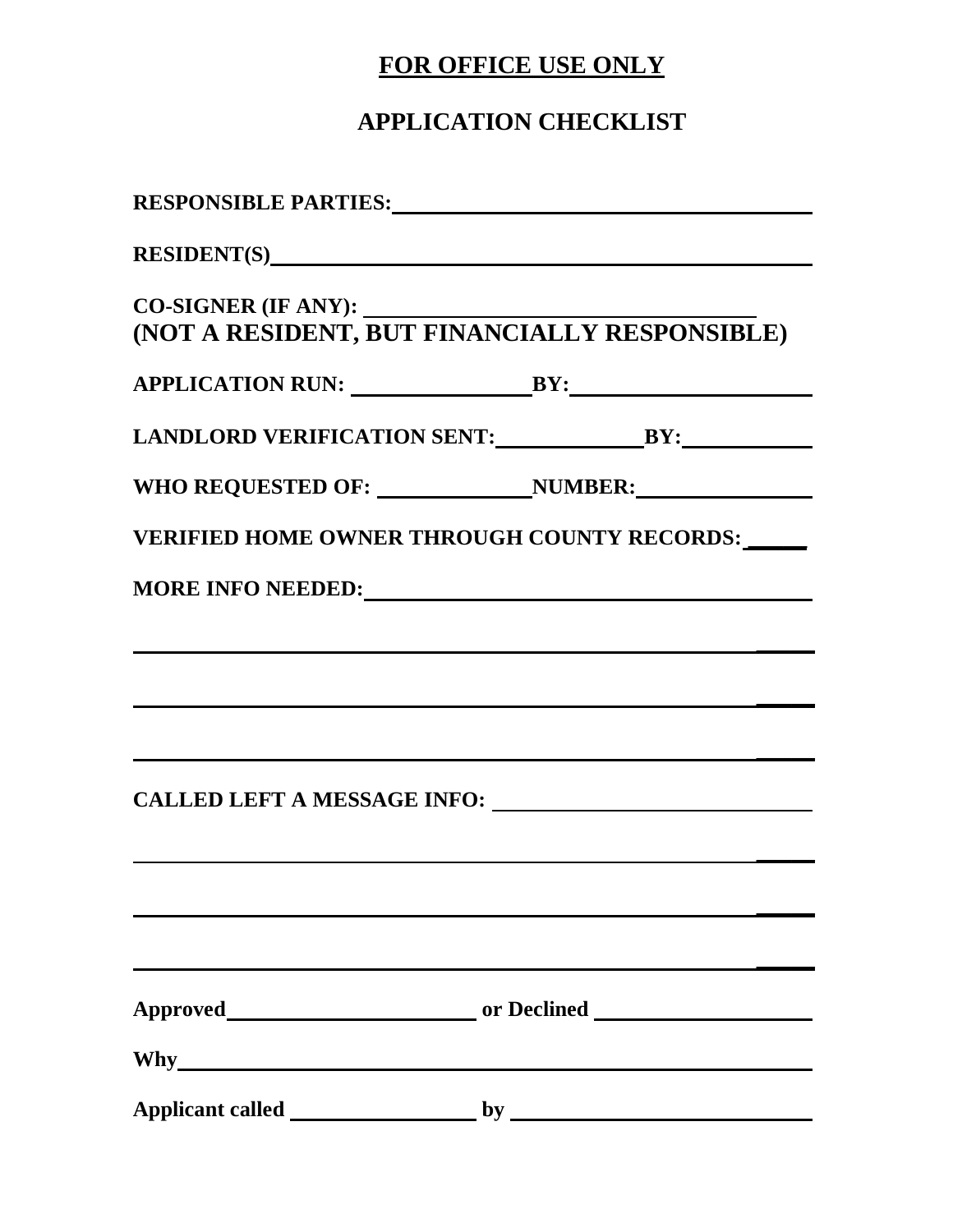# FOR OFFICE USE ONLY

## APPLICATION CHECKLIST

**RESPONSIBLE PARTIES:** ______________________________

**RESIDENT(S)** ______________________________

**CO-SIGNER (IF ANY):** ______________________________
**(NOT A RESIDENT, BUT FINANCIALLY RESPONSIBLE)**

**APPLICATION RUN:** ______________ **BY:** ______________

**LANDLORD VERIFICATION SENT:** ______________ **BY:** ______________

**WHO REQUESTED OF:** ______________ **NUMBER:** ______________

**VERIFIED HOME OWNER THROUGH COUNTY RECORDS:** _____

**MORE INFO NEEDED:** ______________________________

______________________________ _____

______________________________ _____

______________________________ _____

**CALLED LEFT A MESSAGE INFO:** ______________________________

______________________________ _____

______________________________ _____

______________________________ _____

**Approved** ______________ **or Declined** ______________

**Why** ______________________________

**Applicant called** ______________ **by** ______________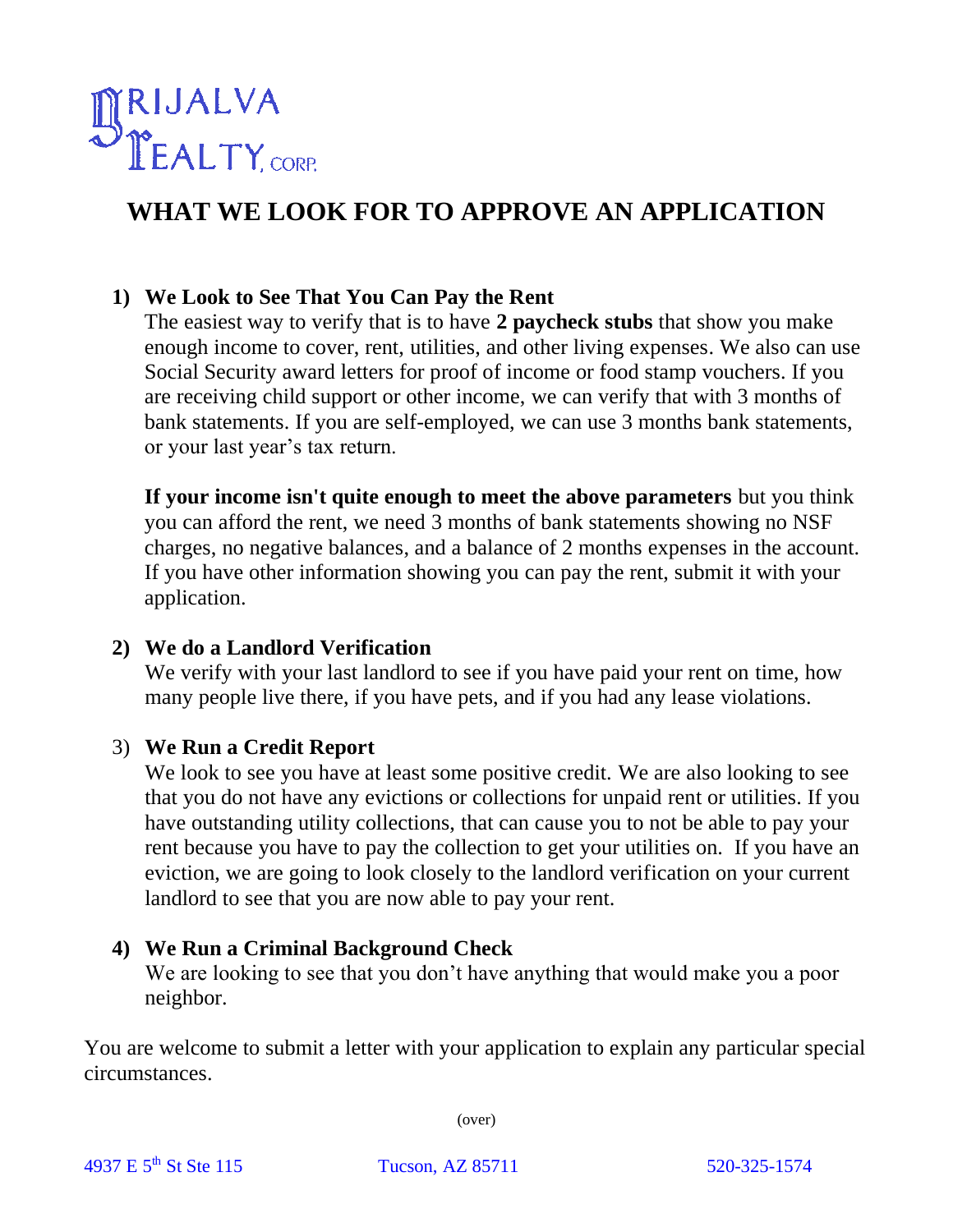GRIJALVA REALTY, CORP.

# WHAT WE LOOK FOR TO APPROVE AN APPLICATION

**1) We Look to See That You Can Pay the Rent**

The easiest way to verify that is to have **2 paycheck stubs** that show you make enough income to cover, rent, utilities, and other living expenses. We also can use Social Security award letters for proof of income or food stamp vouchers. If you are receiving child support or other income, we can verify that with 3 months of bank statements. If you are self-employed, we can use 3 months bank statements, or your last year's tax return.

**If your income isn't quite enough to meet the above parameters** but you think you can afford the rent, we need 3 months of bank statements showing no NSF charges, no negative balances, and a balance of 2 months expenses in the account. If you have other information showing you can pay the rent, submit it with your application.

**2) We do a Landlord Verification**

We verify with your last landlord to see if you have paid your rent on time, how many people live there, if you have pets, and if you had any lease violations.

3) **We Run a Credit Report**

We look to see you have at least some positive credit. We are also looking to see that you do not have any evictions or collections for unpaid rent or utilities. If you have outstanding utility collections, that can cause you to not be able to pay your rent because you have to pay the collection to get your utilities on. If you have an eviction, we are going to look closely to the landlord verification on your current landlord to see that you are now able to pay your rent.

**4) We Run a Criminal Background Check**

We are looking to see that you don't have anything that would make you a poor neighbor.

You are welcome to submit a letter with your application to explain any particular special circumstances.

(over)

4937 E 5th St Ste 115 Tucson, AZ 85711 520-325-1574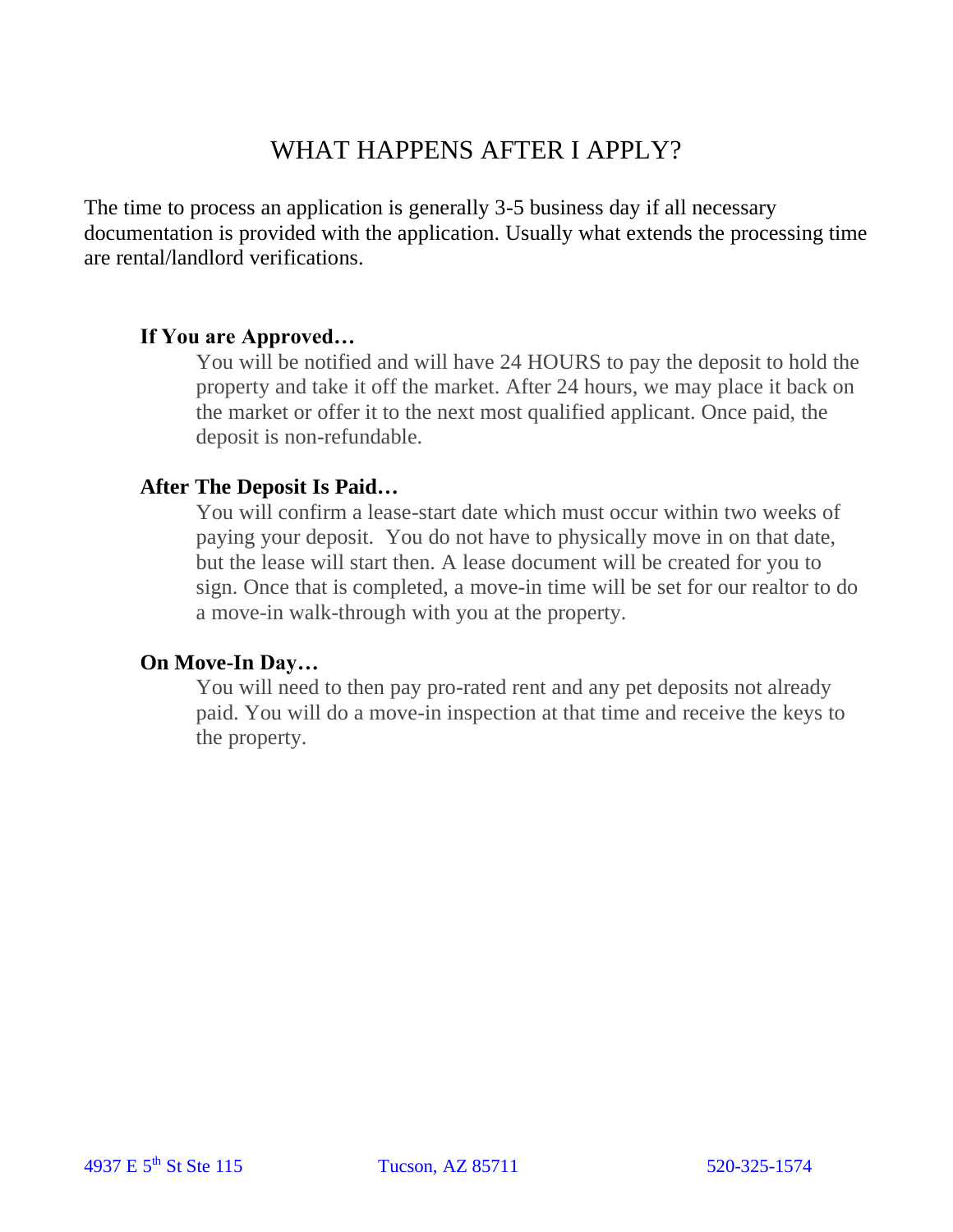# WHAT HAPPENS AFTER I APPLY?

The time to process an application is generally 3-5 business day if all necessary documentation is provided with the application. Usually what extends the processing time are rental/landlord verifications.

**If You are Approved…**

You will be notified and will have 24 HOURS to pay the deposit to hold the property and take it off the market. After 24 hours, we may place it back on the market or offer it to the next most qualified applicant. Once paid, the deposit is non-refundable.

**After The Deposit Is Paid…**

You will confirm a lease-start date which must occur within two weeks of paying your deposit. You do not have to physically move in on that date, but the lease will start then. A lease document will be created for you to sign. Once that is completed, a move-in time will be set for our realtor to do a move-in walk-through with you at the property.

**On Move-In Day…**

You will need to then pay pro-rated rent and any pet deposits not already paid. You will do a move-in inspection at that time and receive the keys to the property.

4937 E 5th St Ste 115 Tucson, AZ 85711 520-325-1574